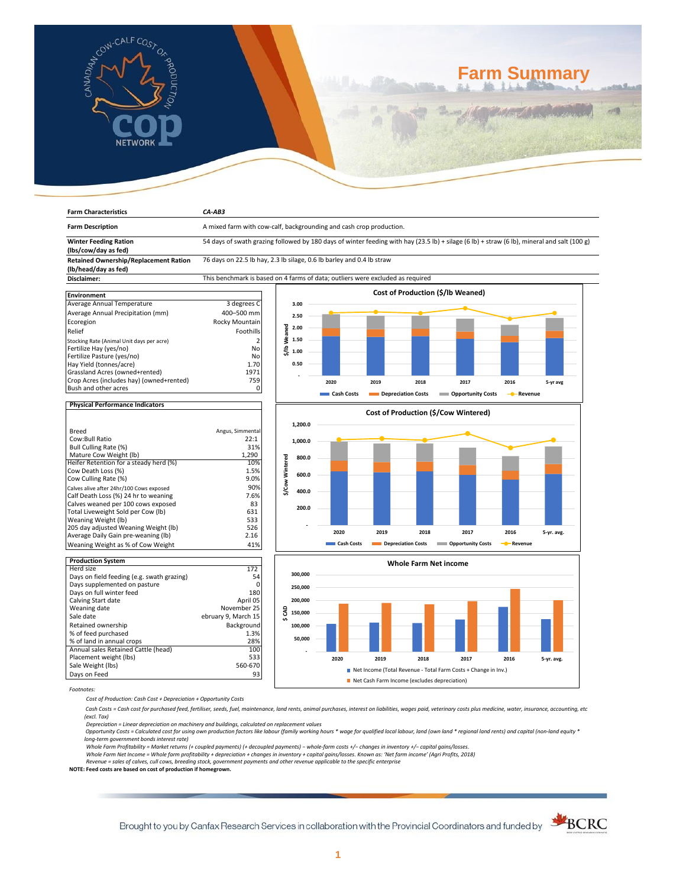# Farm Summary

| Farm Characteristics | CA-AB3 |
|---|---|
| Farm Description | A mixed farm with cow-calf, backgrounding and cash crop production. |
| Winter Feeding Ration (lbs/cow/day as fed) | 54 days of swath grazing followed by 180 days of winter feeding with hay (23.5 lb) + silage (6 lb) + straw (6 lb), mineral and salt (100 g) |
| Retained Ownership/Replacement Ration (lb/head/day as fed) | 76 days on 22.5 lb hay, 2.3 lb silage, 0.6 lb barley and 0.4 lb straw |
| Disclaimer: | This benchmark is based on 4 farms of data; outliers were excluded as required |

| Environment | |
|---|---|
| Average Annual Temperature | 3 degrees C |
| Average Annual Precipitation (mm) | 400–500 mm |
| Ecoregion | Rocky Mountain |
| Relief | Foothills |
| Stocking Rate (Animal Unit days per acre) | 2 |
| Fertilize Hay (yes/no) | No |
| Fertilize Pasture (yes/no) | No |
| Hay Yield (tonnes/acre) | 1.70 |
| Grassland Acres (owned+rented) | 1971 |
| Crop Acres (includes hay) (owned+rented) | 759 |
| Bush and other acres | 0 |

| Physical Performance Indicators | |
|---|---|
| Breed | Angus, Simmental |
| Cow:Bull Ratio | 22:1 |
| Bull Culling Rate (%) | 31% |
| Mature Cow Weight (lb) | 1,290 |
| Heifer Retention for a steady herd (%) | 10% |
| Cow Death Loss (%) | 1.5% |
| Cow Culling Rate (%) | 9.0% |
| Calves alive after 24hr/100 Cows exposed | 90% |
| Calf Death Loss (%) 24 hr to weaning | 7.6% |
| Calves weaned per 100 cows exposed | 83 |
| Total Liveweight Sold per Cow (lb) | 631 |
| Weaning Weight (lb) | 533 |
| 205 day adjusted Weaning Weight (lb) | 526 |
| Average Daily Gain pre-weaning (lb) | 2.16 |
| Weaning Weight as % of Cow Weight | 41% |

| Production System | |
|---|---|
| Herd size | 172 |
| Days on field feeding (e.g. swath grazing) | 54 |
| Days supplemented on pasture | 0 |
| Days on full winter feed | 180 |
| Calving Start date | April 05 |
| Weaning date | November 25 |
| Sale date | ebruary 9, March 15 |
| Retained ownership | Background |
| % of feed purchased | 1.3% |
| % of land in annual crops | 28% |
| Annual sales Retained Cattle (head) | 100 |
| Placement weight (lbs) | 533 |
| Sale Weight (lbs) | 560-670 |
| Days on Feed | 93 |

**Cost of Production ($/lb Weaned)**

(Chart: stacked bars of Cash Costs, Depreciation Costs, Opportunity Costs with Revenue line for 2020, 2019, 2018, 2017, 2016, 5-yr avg; y-axis $/lb Weaned 0–3.00)

**Cost of Production ($/Cow Wintered)**

(Chart: stacked bars of Cash Costs, Depreciation Costs, Opportunity Costs with Revenue line for 2020, 2019, 2018, 2017, 2016, 5-yr. avg.; y-axis $/Cow Wintered 0–1,200.0)

**Whole Farm Net income**

(Chart: bars of Net Income (Total Revenue - Total Farm Costs + Change in Inv.) and Net Cash Farm Income (excludes depreciation) for 2020, 2019, 2018, 2017, 2016, 5-yr. avg.; y-axis $ CAD 0–300,000)

*Footnotes:*

*Cost of Production: Cash Cost + Depreciation + Opportunity Costs*

*Cash Costs = Cash cost for purchased feed, fertiliser, seeds, fuel, maintenance, land rents, animal purchases, interest on liabilities, wages paid, veterinary costs plus medicine, water, insurance, accounting, etc (excl. Tax)*

*Depreciation = Linear depreciation on machinery and buildings, calculated on replacement values*

*Opportunity Costs = Calculated cost for using own production factors like labour (family working hours * wage for qualified local labour, land (own land * regional land rents) and capital (non-land equity * long-term government bonds interest rate)*

*Whole Farm Profitability = Market returns (+ coupled payments) (+ decoupled payments) – whole-farm costs +/– changes in inventory +/– capital gains/losses.*

*Whole Farm Net Income = Whole farm profitability + depreciation + changes in inventory + capital gains/losses. Known as: 'Net farm income' (Agri Profits, 2018)*

*Revenue = sales of calves, cull cows, breeding stock, government payments and other revenue applicable to the specific enterprise*

**NOTE: Feed costs are based on cost of production if homegrown.**

Brought to you by Canfax Research Services in collaboration with the Provincial Coordinators and funded by BCRC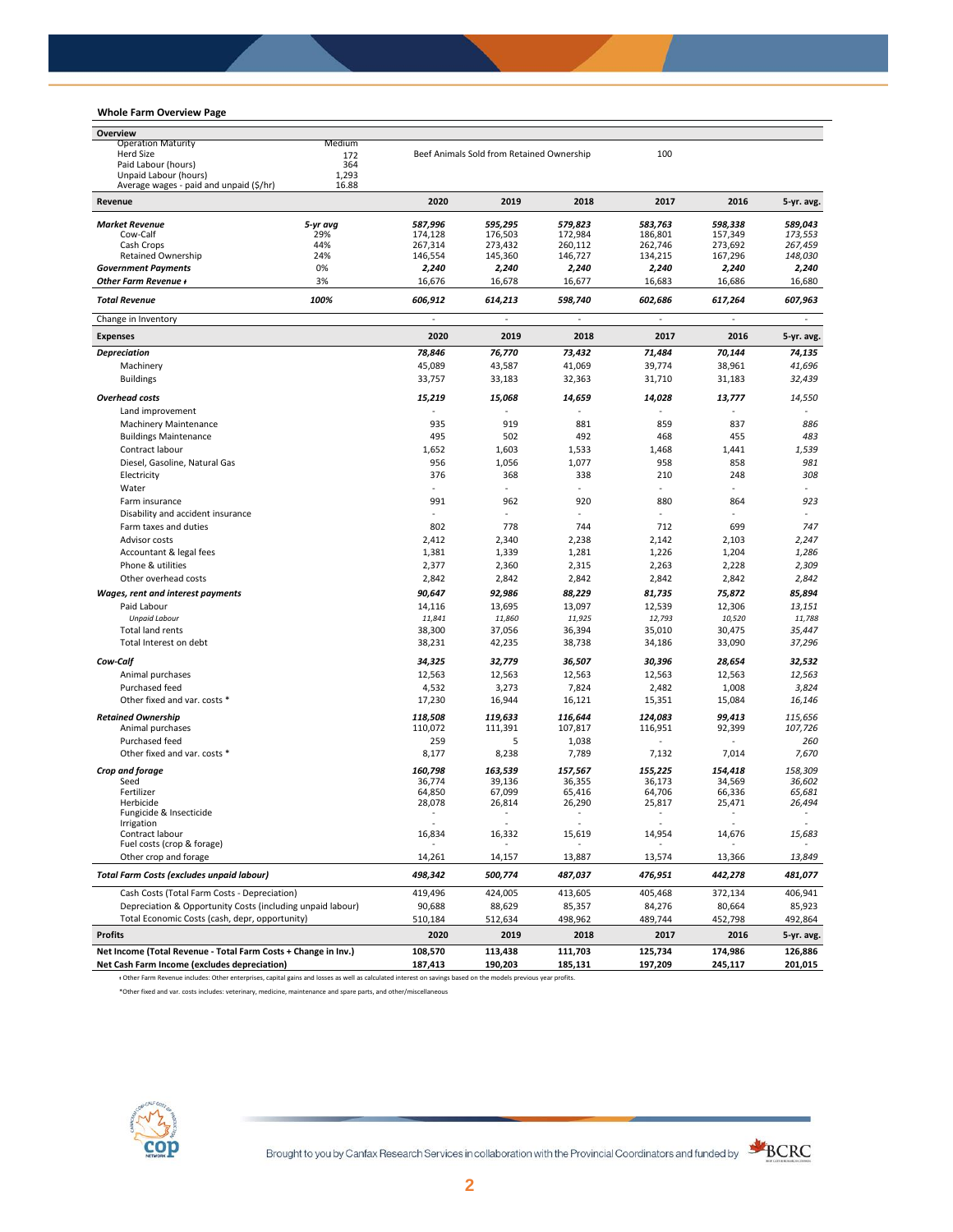## Whole Farm Overview Page

| Overview | | | | | | | |
|---|---|---|---|---|---|---|---|
| Operation Maturity | Medium | | | | | | |
| Herd Size | 172 | Beef Animals Sold from Retained Ownership | | | 100 | | |
| Paid Labour (hours) | 364 | | | | | | |
| Unpaid Labour (hours) | 1,293 | | | | | | |
| Average wages - paid and unpaid ($/hr) | 16.88 | | | | | | |

| Revenue | | 2020 | 2019 | 2018 | 2017 | 2016 | 5-yr. avg. |
|---|---|---|---|---|---|---|---|
| ***Market Revenue*** | *5-yr avg* | *587,996* | *595,295* | *579,823* | *583,763* | *598,338* | *589,043* |
| Cow-Calf | 29% | 174,128 | 176,503 | 172,984 | 186,801 | 157,349 | *173,553* |
| Cash Crops | 44% | 267,314 | 273,432 | 260,112 | 262,746 | 273,692 | *267,459* |
| Retained Ownership | 24% | 146,554 | 145,360 | 146,727 | 134,215 | 167,296 | *148,030* |
| ***Government Payments*** | 0% | ***2,240*** | ***2,240*** | ***2,240*** | ***2,240*** | ***2,240*** | **2,240** |
| ***Other Farm Revenue ⱡ*** | 3% | 16,676 | 16,678 | 16,677 | 16,683 | 16,686 | 16,680 |
| ***Total Revenue*** | ***100%*** | ***606,912*** | ***614,213*** | ***598,740*** | ***602,686*** | ***617,264*** | ***607,963*** |
| Change in Inventory | | - | - | - | - | - | - |

| Expenses | 2020 | 2019 | 2018 | 2017 | 2016 | 5-yr. avg. |
|---|---|---|---|---|---|---|
| ***Depreciation*** | ***78,846*** | ***76,770*** | ***73,432*** | ***71,484*** | ***70,144*** | ***74,135*** |
| Machinery | 45,089 | 43,587 | 41,069 | 39,774 | 38,961 | *41,696* |
| Buildings | 33,757 | 33,183 | 32,363 | 31,710 | 31,183 | *32,439* |
| ***Overhead costs*** | ***15,219*** | ***15,068*** | ***14,659*** | ***14,028*** | ***13,777*** | *14,550* |
| Land improvement | - | - | - | - | - | - |
| Machinery Maintenance | 935 | 919 | 881 | 859 | 837 | *886* |
| Buildings Maintenance | 495 | 502 | 492 | 468 | 455 | *483* |
| Contract labour | 1,652 | 1,603 | 1,533 | 1,468 | 1,441 | *1,539* |
| Diesel, Gasoline, Natural Gas | 956 | 1,056 | 1,077 | 958 | 858 | *981* |
| Electricity | 376 | 368 | 338 | 210 | 248 | *308* |
| Water | - | - | - | - | - | - |
| Farm insurance | 991 | 962 | 920 | 880 | 864 | *923* |
| Disability and accident insurance | - | - | - | - | - | - |
| Farm taxes and duties | 802 | 778 | 744 | 712 | 699 | *747* |
| Advisor costs | 2,412 | 2,340 | 2,238 | 2,142 | 2,103 | *2,247* |
| Accountant & legal fees | 1,381 | 1,339 | 1,281 | 1,226 | 1,204 | *1,286* |
| Phone & utilities | 2,377 | 2,360 | 2,315 | 2,263 | 2,228 | *2,309* |
| Other overhead costs | 2,842 | 2,842 | 2,842 | 2,842 | 2,842 | *2,842* |
| ***Wages, rent and interest payments*** | ***90,647*** | ***92,986*** | ***88,229*** | ***81,735*** | ***75,872*** | ***85,894*** |
| Paid Labour | 14,116 | 13,695 | 13,097 | 12,539 | 12,306 | *13,151* |
| *Unpaid Labour* | *11,841* | *11,860* | *11,925* | *12,793* | *10,520* | *11,788* |
| Total land rents | 38,300 | 37,056 | 36,394 | 35,010 | 30,475 | *35,447* |
| Total Interest on debt | 38,231 | 42,235 | 38,738 | 34,186 | 33,090 | *37,296* |
| ***Cow-Calf*** | ***34,325*** | ***32,779*** | ***36,507*** | ***30,396*** | ***28,654*** | ***32,532*** |
| Animal purchases | 12,563 | 12,563 | 12,563 | 12,563 | 12,563 | *12,563* |
| Purchased feed | 4,532 | 3,273 | 7,824 | 2,482 | 1,008 | *3,824* |
| Other fixed and var. costs * | 17,230 | 16,944 | 16,121 | 15,351 | 15,084 | *16,146* |
| ***Retained Ownership*** | ***118,508*** | ***119,633*** | ***116,644*** | ***124,083*** | ***99,413*** | *115,656* |
| Animal purchases | 110,072 | 111,391 | 107,817 | 116,951 | 92,399 | *107,726* |
| Purchased feed | 259 | 5 | 1,038 | - | - | *260* |
| Other fixed and var. costs * | 8,177 | 8,238 | 7,789 | 7,132 | 7,014 | *7,670* |
| ***Crop and forage*** | ***160,798*** | ***163,539*** | ***157,567*** | ***155,225*** | ***154,418*** | *158,309* |
| Seed | 36,774 | 39,136 | 36,355 | 36,173 | 34,569 | *36,602* |
| Fertilizer | 64,850 | 67,099 | 65,416 | 64,706 | 66,336 | *65,681* |
| Herbicide | 28,078 | 26,814 | 26,290 | 25,817 | 25,471 | *26,494* |
| Fungicide & Insecticide | - | - | - | - | - | - |
| Irrigation | - | - | - | - | - | - |
| Contract labour | 16,834 | 16,332 | 15,619 | 14,954 | 14,676 | *15,683* |
| Fuel costs (crop & forage) | - | - | - | - | - | - |
| Other crop and forage | 14,261 | 14,157 | 13,887 | 13,574 | 13,366 | *13,849* |
| ***Total Farm Costs (excludes unpaid labour)*** | ***498,342*** | ***500,774*** | ***487,037*** | ***476,951*** | ***442,278*** | ***481,077*** |
| Cash Costs (Total Farm Costs - Depreciation) | 419,496 | 424,005 | 413,605 | 405,468 | 372,134 | 406,941 |
| Depreciation & Opportunity Costs (including unpaid labour) | 90,688 | 88,629 | 85,357 | 84,276 | 80,664 | 85,923 |
| Total Economic Costs (cash, depr, opportunity) | 510,184 | 512,634 | 498,962 | 489,744 | 452,798 | 492,864 |

| Profits | 2020 | 2019 | 2018 | 2017 | 2016 | 5-yr. avg. |
|---|---|---|---|---|---|---|
| **Net Income (Total Revenue - Total Farm Costs + Change in Inv.)** | **108,570** | **113,438** | **111,703** | **125,734** | **174,986** | **126,886** |
| **Net Cash Farm Income (excludes depreciation)** | **187,413** | **190,203** | **185,131** | **197,209** | **245,117** | **201,015** |

ⱡ Other Farm Revenue includes: Other enterprises, capital gains and losses as well as calculated interest on savings based on the models previous year profits.

*Other fixed and var. costs includes: veterinary, medicine, maintenance and spare parts, and other/miscellaneous

Brought to you by Canfax Research Services in collaboration with the Provincial Coordinators and funded by BCRC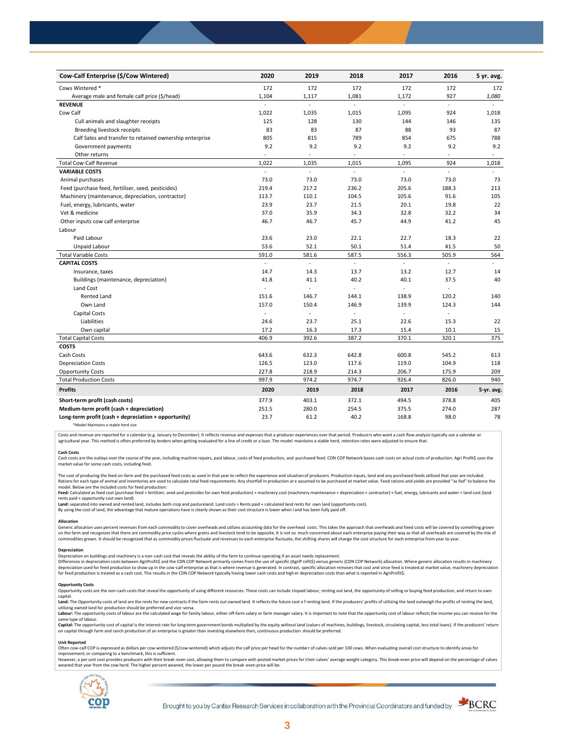| Cow-Calf Enterprise ($/Cow Wintered) | 2020 | 2019 | 2018 | 2017 | 2016 | 5 yr. avg. |
|---|---|---|---|---|---|---|
| Cows Wintered * | 172 | 172 | 172 | 172 | 172 | 172 |
| Average male and female calf price ($/head) | 1,104 | 1,117 | 1,081 | 1,172 | 927 | *1,080* |
| **REVENUE** | - | - | - | - | - | - |
| Cow Calf | 1,022 | 1,035 | 1,015 | 1,095 | 924 | 1,018 |
| Cull animals and slaughter receipts | 125 | 128 | 130 | 144 | 146 | 135 |
| Breeding livestock receipts | 83 | 83 | 87 | 88 | 93 | 87 |
| Calf Sales and transfer to retained ownership enterprise | 805 | 815 | 789 | 854 | 675 | 788 |
| Government payments | 9.2 | 9.2 | 9.2 | 9.2 | 9.2 | 9.2 |
| Other returns | - | - | - | - | - | - |
| Total Cow-Calf Revenue | 1,022 | 1,035 | 1,015 | 1,095 | 924 | 1,018 |
| **VARIABLE COSTS** | - | - | - | - | - | - |
| Animal purchases | 73.0 | 73.0 | 73.0 | 73.0 | 73.0 | 73 |
| Feed (purchase feed, fertiliser, seed, pesticides) | 219.4 | 217.2 | 236.2 | 205.6 | 188.3 | 213 |
| Machinery (maintenance, depreciation, contractor) | 113.7 | 110.1 | 104.5 | 105.6 | 91.6 | 105 |
| Fuel, energy, lubricants, water | 23.9 | 23.7 | 21.5 | 20.1 | 19.8 | 22 |
| Vet & medicine | 37.0 | 35.9 | 34.3 | 32.8 | 32.2 | 34 |
| Other inputs cow calf enterprise | 46.7 | 46.7 | 45.7 | 44.9 | 41.2 | 45 |
| Labour | | | | | | |
| Paid Labour | 23.6 | 23.0 | 22.1 | 22.7 | 18.3 | 22 |
| Unpaid Labour | 53.6 | 52.1 | 50.1 | 51.4 | 41.5 | 50 |
| Total Variable Costs | 591.0 | 581.6 | 587.5 | 556.3 | 505.9 | 564 |
| **CAPITAL COSTS** | - | - | - | - | - | - |
| Insurance, taxes | 14.7 | 14.3 | 13.7 | 13.2 | 12.7 | 14 |
| Buildings (maintenance, depreciation) | 41.8 | 41.1 | 40.2 | 40.1 | 37.5 | 40 |
| Land Cost | - | - | - | - | - | |
| Rented Land | 151.6 | 146.7 | 144.1 | 138.9 | 120.2 | 140 |
| Own Land | 157.0 | 150.4 | 146.9 | 139.9 | 124.3 | 144 |
| Capital Costs | - | - | - | - | - | |
| Liabilities | 24.6 | 23.7 | 25.1 | 22.6 | 15.3 | 22 |
| Own capital | 17.2 | 16.3 | 17.3 | 15.4 | 10.1 | 15 |
| Total Capital Costs | 406.9 | 392.6 | 387.2 | 370.1 | 320.1 | 375 |
| **COSTS** | | | | | | |
| Cash Costs | 643.6 | 632.3 | 642.8 | 600.8 | 545.2 | 613 |
| Depreciation Costs | 126.5 | 123.0 | 117.6 | 119.0 | 104.9 | 118 |
| Opportunity Costs | 227.8 | 218.9 | 214.3 | 206.7 | 175.9 | 209 |
| Total Production Costs | 997.9 | 974.2 | 974.7 | 926.4 | 826.0 | 940 |
| **Profits** | **2020** | **2019** | **2018** | **2017** | **2016** | **5-yr. avg.** |
| **Short-term profit (cash costs)** | 377.9 | 403.1 | 372.1 | 494.5 | 378.8 | 405 |
| **Medium-term profit (cash + depreciation)** | 251.5 | 280.0 | 254.5 | 375.5 | 274.0 | 287 |
| **Long-term profit (cash + depreciation + opportunity)** | 23.7 | 61.2 | 40.2 | 168.8 | 98.0 | 78 |

*Model Maintains a stable herd size

Costs and revenue are reported for a calendar (e.g. January to December). It reflects revenue and expenses that a producer experiences over that period. Producers who want a cash flow analysis typically use a calendar or agricultural year. This method is often preferred by lenders when getting evaluated for a line of credit or a loan. The model maintains a stable herd, retention rates were adjusted to ensure that.

**Cash Costs**
Cash costs are the outlays over the course of the year, including machine repairs, paid labour, costs of feed production, and purchased feed. CDN COP Network bases cash costs on actual costs of production. Agri Profit$ uses the market value for some cash costs, including feed.

The cost of producing the feed on-farm and the purchased feed costs as used in that year to reflect the experience and situation of producers. Production inputs, land and any purchased feeds utilized that year are included. Rations for each type of animal and inventories are used to calculate total feed requirements. Any shortfall in production are assumed to be purchased at market value. Feed rations and yields are provided "as fed" to balance the model. Below are the included costs for feed production:
**Feed:** Calculated as feed cost (purchase feed + fertilizer, seed and pesticides for own feed production) + machinery cost (machinery maintenance + depreciation + contractor) + fuel, energy, lubricants and water + land cost (land rents paid + opportunity cost own land)
**Land:** separated into owned and rented land, includes both crop and pastureland. Land costs = Rents paid + calculated land rents for own land (opportunity cost).
By using the cost of land, the advantage that mature operations have is clearly shown as their cost structure is lower when land has been fully paid off.

**Allocation**
Generic allocation uses percent revenues from each commodity to cover overheads and utilizes accounting data for the overhead costs. This takes the approach that overheads and fixed costs will be covered by something grown on the farm and recognizes that there are commodity price cycles where grains and livestock tend to be opposite. It is not so much concerned about each enterprise paying their way as that all overheads are covered by the mix of commodities grown. It should be recognized that as commodity prices fluctuate and revenues to each enterprise fluctuate, the shifting shares will change the cost structure for each enterprise from year to year.

**Depreciation**
Depreciation on buildings and machinery is a non-cash cost that reveals the ability of the farm to continue operating if an asset needs replacement.
Differences in depreciation costs between AgriProfit$ and the CDN COP Network primarily comes from the use of specific (AgriP rofit$) versus generic (CDN COP Network) allocation. Where generic allocation results in machinery depreciation used for feed production to show up in the cow-calf enterprise as that is where revenue is generated. In contrast, specific allocation removes that cost and since feed is treated at market value, machinery depreciation for feed production is treated as a cash cost. This results in the CDN COP Network typically having lower cash costs and higher depreciation costs than what is reported in AgriProfit$.

**Opportunity Costs**
Opportunity costs are the non-cash costs that reveal the opportunity of using different resources. These costs can include Unpaid labour, renting out land, the opportunity of selling or buying feed production, and return to own capital.
**Land:** The Opportunity costs of land are the rents for new contracts if the farm rents out owned land. It reflects the future cost of renting land. If the producers' profits of utilizing the land outweigh the profits of renting the land, utilizing owned land for production should be preferred and vice-versa.
**Labour:** The opportunity costs of labour are the calculated wage for family labour, either off-farm salary or farm manager salary. It is important to note that the opportunity cost of labour reflects the income you can receive for the same type of labour.
**Capital:** The opportunity cost of capital is the interest rate for long-term government bonds multiplied by the equity without land (values of machines, buildings, livestock, circulating capital, less total loans). If the producers' return on capital through farm and ranch production of an enterprise is greater than investing elsewhere then, continuous production should be preferred.

**Unit Reported**
Often cow-calf COP is expressed as dollars per cow wintered ($/cow wintered) which adjusts the calf price per head for the number of calves sold per 100 cows. When evaluating overall cost structure to identify areas for improvement, or comparing to a benchmark, this is sufficient.
However, a per unit cost provides producers with their break-even cost, allowing them to compare with posted market prices for their calves' average weight category. This break-even price will depend on the percentage of calves weaned that year from the cow herd. The higher percent weaned, the lower per pound the break-even price will be.

Brought to you by Canfax Research Services in collaboration with the Provincial Coordinators and funded by BCRC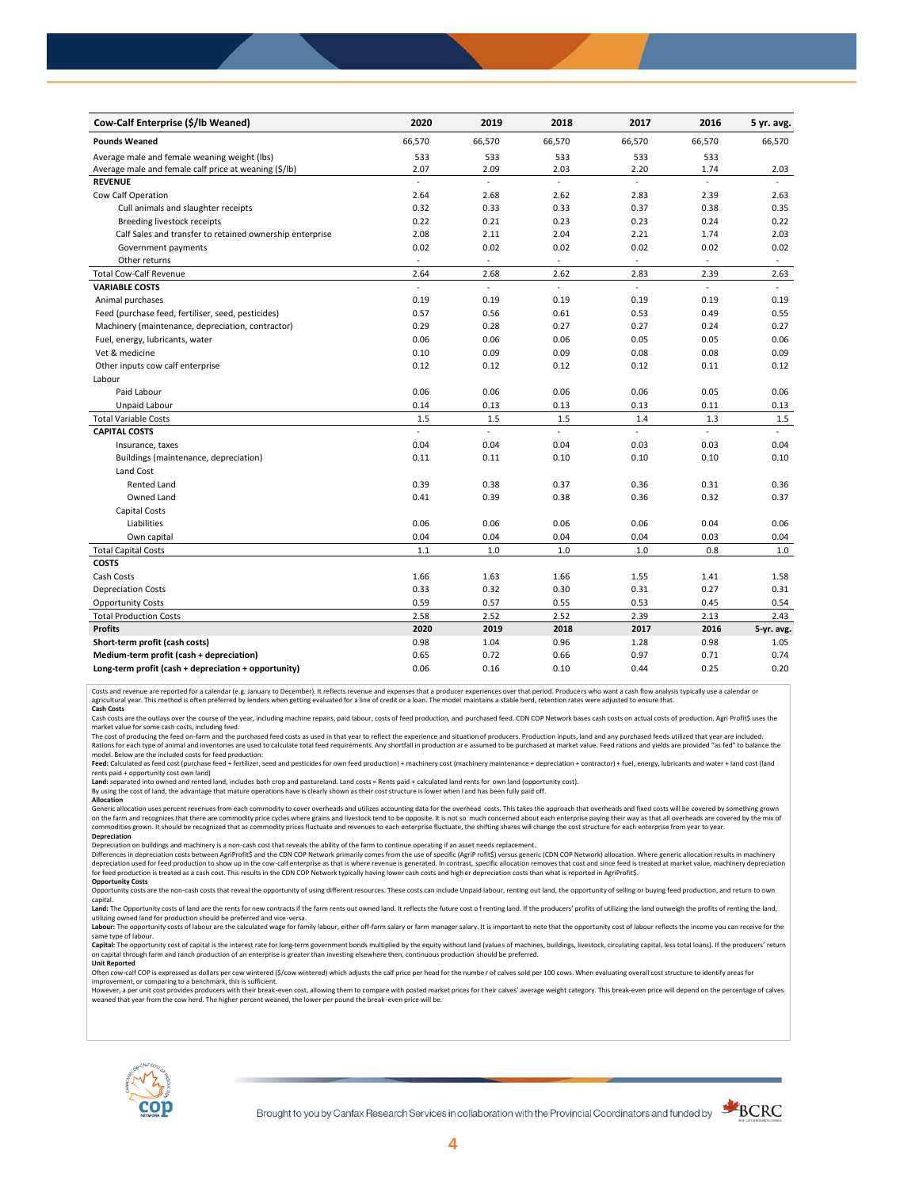| Cow-Calf Enterprise ($/lb Weaned) | 2020 | 2019 | 2018 | 2017 | 2016 | 5 yr. avg. |
|---|---|---|---|---|---|---|
| **Pounds Weaned** | 66,570 | 66,570 | 66,570 | 66,570 | 66,570 | 66,570 |
| Average male and female weaning weight (lbs) | 533 | 533 | 533 | 533 | 533 | |
| Average male and female calf price at weaning ($/lb) | 2.07 | 2.09 | 2.03 | 2.20 | 1.74 | 2.03 |
| **REVENUE** | - | - | - | - | - | - |
| Cow Calf Operation | 2.64 | 2.68 | 2.62 | 2.83 | 2.39 | 2.63 |
| Cull animals and slaughter receipts | 0.32 | 0.33 | 0.33 | 0.37 | 0.38 | 0.35 |
| Breeding livestock receipts | 0.22 | 0.21 | 0.23 | 0.23 | 0.24 | 0.22 |
| Calf Sales and transfer to retained ownership enterprise | 2.08 | 2.11 | 2.04 | 2.21 | 1.74 | 2.03 |
| Government payments | 0.02 | 0.02 | 0.02 | 0.02 | 0.02 | 0.02 |
| Other returns | - | - | - | - | - | - |
| Total Cow-Calf Revenue | 2.64 | 2.68 | 2.62 | 2.83 | 2.39 | 2.63 |
| **VARIABLE COSTS** | - | - | - | - | - | - |
| Animal purchases | 0.19 | 0.19 | 0.19 | 0.19 | 0.19 | 0.19 |
| Feed (purchase feed, fertiliser, seed, pesticides) | 0.57 | 0.56 | 0.61 | 0.53 | 0.49 | 0.55 |
| Machinery (maintenance, depreciation, contractor) | 0.29 | 0.28 | 0.27 | 0.27 | 0.24 | 0.27 |
| Fuel, energy, lubricants, water | 0.06 | 0.06 | 0.06 | 0.05 | 0.05 | 0.06 |
| Vet & medicine | 0.10 | 0.09 | 0.09 | 0.08 | 0.08 | 0.09 |
| Other inputs cow calf enterprise | 0.12 | 0.12 | 0.12 | 0.12 | 0.11 | 0.12 |
| Labour | | | | | | |
| Paid Labour | 0.06 | 0.06 | 0.06 | 0.06 | 0.05 | 0.06 |
| Unpaid Labour | 0.14 | 0.13 | 0.13 | 0.13 | 0.11 | 0.13 |
| Total Variable Costs | 1.5 | 1.5 | 1.5 | 1.4 | 1.3 | 1.5 |
| **CAPITAL COSTS** | - | - | - | - | - | - |
| Insurance, taxes | 0.04 | 0.04 | 0.04 | 0.03 | 0.03 | 0.04 |
| Buildings (maintenance, depreciation) | 0.11 | 0.11 | 0.10 | 0.10 | 0.10 | 0.10 |
| Land Cost | | | | | | |
| Rented Land | 0.39 | 0.38 | 0.37 | 0.36 | 0.31 | 0.36 |
| Owned Land | 0.41 | 0.39 | 0.38 | 0.36 | 0.32 | 0.37 |
| Capital Costs | | | | | | |
| Liabilities | 0.06 | 0.06 | 0.06 | 0.06 | 0.04 | 0.06 |
| Own capital | 0.04 | 0.04 | 0.04 | 0.04 | 0.03 | 0.04 |
| Total Capital Costs | 1.1 | 1.0 | 1.0 | 1.0 | 0.8 | 1.0 |
| **COSTS** | | | | | | |
| Cash Costs | 1.66 | 1.63 | 1.66 | 1.55 | 1.41 | 1.58 |
| Depreciation Costs | 0.33 | 0.32 | 0.30 | 0.31 | 0.27 | 0.31 |
| Opportunity Costs | 0.59 | 0.57 | 0.55 | 0.53 | 0.45 | 0.54 |
| Total Production Costs | 2.58 | 2.52 | 2.52 | 2.39 | 2.13 | 2.43 |
| **Profits** | **2020** | **2019** | **2018** | **2017** | **2016** | **5-yr. avg.** |
| **Short-term profit (cash costs)** | 0.98 | 1.04 | 0.96 | 1.28 | 0.98 | 1.05 |
| **Medium-term profit (cash + depreciation)** | 0.65 | 0.72 | 0.66 | 0.97 | 0.71 | 0.74 |
| **Long-term profit (cash + depreciation + opportunity)** | 0.06 | 0.16 | 0.10 | 0.44 | 0.25 | 0.20 |

Costs and revenue are reported for a calendar (e.g. January to December). It reflects revenue and expenses that a producer experiences over that period. Producers who want a cash flow analysis typically use a calendar or agricultural year. This method is often preferred by lenders when getting evaluated for a line of credit or a loan. The model maintains a stable herd, retention rates were adjusted to ensure that.

**Cash Costs**

Cash costs are the outlays over the course of the year, including machine repairs, paid labour, costs of feed production, and purchased feed. CDN COP Network bases cash costs on actual costs of production. Agri Profit$ uses the market value for some cash costs, including feed.

The cost of producing the feed on-farm and the purchased feed costs as used in that year to reflect the experience and situation of producers. Production inputs, land and any purchased feeds utilized that year are included. Rations for each type of animal and inventories are used to calculate total feed requirements. Any shortfall in production are assumed to be purchased at market value. Feed rations and yields are provided "as fed" to balance the model. Below are the included costs for feed production:

**Feed:** Calculated as feed cost (purchase feed + fertilizer, seed and pesticides for own feed production) + machinery cost (machinery maintenance + depreciation + contractor) + fuel, energy, lubricants and water + land cost (land rents paid + opportunity cost own land)

**Land:** separated into owned and rented land, includes both crop and pastureland. Land costs = Rents paid + calculated land rents for own land (opportunity cost).

By using the cost of land, the advantage that mature operations have is clearly shown as their cost structure is lower when land has been fully paid off.

**Allocation**

Generic allocation uses percent revenues from each commodity to cover overheads and utilizes accounting data for the overhead costs. This takes the approach that overheads and fixed costs will be covered by something grown on the farm and recognizes that there are commodity price cycles where grains and livestock tend to be opposite. It is not so much concerned about each enterprise paying their way as that all overheads are covered by the mix of commodities grown. It should be recognized that as commodity prices fluctuate and revenues to each enterprise fluctuate, the shifting shares will change the cost structure for each enterprise from year to year.

**Depreciation**

Depreciation on buildings and machinery is a non-cash cost that reveals the ability of the farm to continue operating if an asset needs replacement.

Differences in depreciation costs between AgriProfit$ and the CDN COP Network primarily comes from the use of specific (AgriP rofit$) versus generic (CDN COP Network) allocation. Where generic allocation results in machinery depreciation used for feed production to show up in the cow-calf enterprise as that is where revenue is generated. In contrast, specific allocation removes that cost and since feed is treated at market value, machinery depreciation for feed production is treated as a cash cost. This results in the CDN COP Network typically having lower cash costs and higher depreciation costs than what is reported in AgriProfit$.

**Opportunity Costs**

Opportunity costs are the non-cash costs that reveal the opportunity of using different resources. These costs can include Unpaid labour, renting out land, the opportunity of selling or buying feed production, and return to own capital.

**Land:** The Opportunity costs of land are the rents for new contracts if the farm rents out owned land. It reflects the future cost o f renting land. If the producers' profits of utilizing the land outweigh the profits of renting the land, utilizing owned land for production should be preferred and vice-versa.

**Labour:** The opportunity costs of labour are the calculated wage for family labour, either off-farm salary or farm manager salary. It is important to note that the opportunity cost of labour reflects the income you can receive for the same type of labour.

**Capital:** The opportunity cost of capital is the interest rate for long-term government bonds multiplied by the equity without land (values of machines, buildings, livestock, circulating capital, less total loans). If the producers' return on capital through farm and ranch production of an enterprise is greater than investing elsewhere then, continuous production should be preferred.

**Unit Reported**

Often cow-calf COP is expressed as dollars per cow wintered ($/cow wintered) which adjusts the calf price per head for the numbe r of calves sold per 100 cows. When evaluating overall cost structure to identify areas for improvement, or comparing to a benchmark, this is sufficient.

However, a per unit cost provides producers with their break-even cost, allowing them to compare with posted market prices for their calves' average weight category. This break-even price will depend on the percentage of calves weaned that year from the cow herd. The higher percent weaned, the lower per pound the break-even price will be.

Brought to you by Canfax Research Services in collaboration with the Provincial Coordinators and funded by BCRC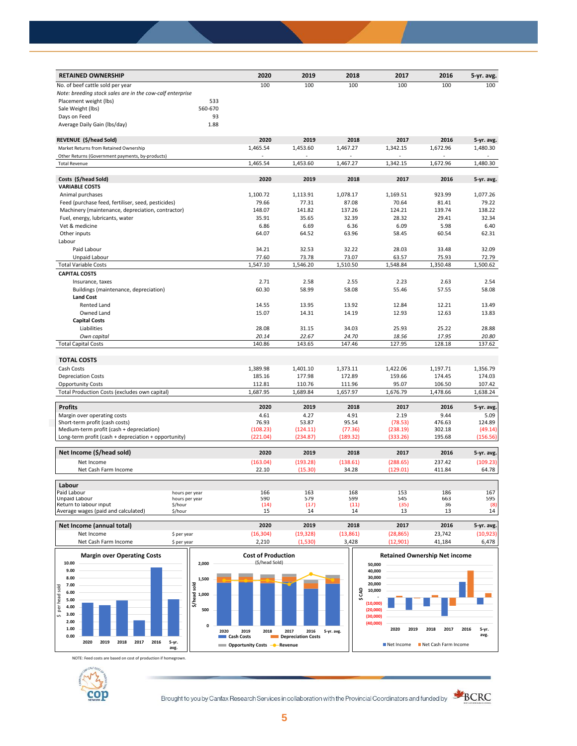| RETAINED OWNERSHIP | | 2020 | 2019 | 2018 | 2017 | 2016 | 5-yr. avg. |
|---|---|---|---|---|---|---|---|
| No. of beef cattle sold per year | | 100 | 100 | 100 | 100 | 100 | 100 |
| *Note: breeding stock sales are in the cow-calf enterprise* | | | | | | | |
| Placement weight (lbs) | 533 | | | | | | |
| Sale Weight (lbs) | 560-670 | | | | | | |
| Days on Feed | 93 | | | | | | |
| Average Daily Gain (lbs/day) | 1.88 | | | | | | |

| REVENUE ($/head Sold) | 2020 | 2019 | 2018 | 2017 | 2016 | 5-yr. avg. |
|---|---|---|---|---|---|---|
| Market Returns from Retained Ownership | 1,465.54 | 1,453.60 | 1,467.27 | 1,342.15 | 1,672.96 | 1,480.30 |
| Other Returns (Government payments, by-products) | - | - | - | - | - | - |
| Total Revenue | 1,465.54 | 1,453.60 | 1,467.27 | 1,342.15 | 1,672.96 | 1,480.30 |

| Costs ($/head Sold) | 2020 | 2019 | 2018 | 2017 | 2016 | 5-yr. avg. |
|---|---|---|---|---|---|---|
| **VARIABLE COSTS** | | | | | | |
| Animal purchases | 1,100.72 | 1,113.91 | 1,078.17 | 1,169.51 | 923.99 | 1,077.26 |
| Feed (purchase feed, fertiliser, seed, pesticides) | 79.66 | 77.31 | 87.08 | 70.64 | 81.41 | 79.22 |
| Machinery (maintenance, depreciation, contractor) | 148.07 | 141.82 | 137.26 | 124.21 | 139.74 | 138.22 |
| Fuel, energy, lubricants, water | 35.91 | 35.65 | 32.39 | 28.32 | 29.41 | 32.34 |
| Vet & medicine | 6.86 | 6.69 | 6.36 | 6.09 | 5.98 | 6.40 |
| Other inputs | 64.07 | 64.52 | 63.96 | 58.45 | 60.54 | 62.31 |
| Labour | | | | | | |
| Paid Labour | 34.21 | 32.53 | 32.22 | 28.03 | 33.48 | 32.09 |
| Unpaid Labour | 77.60 | 73.78 | 73.07 | 63.57 | 75.93 | 72.79 |
| Total Variable Costs | 1,547.10 | 1,546.20 | 1,510.50 | 1,548.84 | 1,350.48 | 1,500.62 |
| **CAPITAL COSTS** | | | | | | |
| Insurance, taxes | 2.71 | 2.58 | 2.55 | 2.23 | 2.63 | 2.54 |
| Buildings (maintenance, depreciation) | 60.30 | 58.99 | 58.08 | 55.46 | 57.55 | 58.08 |
| **Land Cost** | | | | | | |
| Rented Land | 14.55 | 13.95 | 13.92 | 12.84 | 12.21 | 13.49 |
| Owned Land | 15.07 | 14.31 | 14.19 | 12.93 | 12.63 | 13.83 |
| **Capital Costs** | | | | | | |
| Liabilities | 28.08 | 31.15 | 34.03 | 25.93 | 25.22 | 28.88 |
| *Own capital* | *20.14* | *22.67* | *24.70* | *18.56* | *17.95* | *20.80* |
| Total Capital Costs | 140.86 | 143.65 | 147.46 | 127.95 | 128.18 | 137.62 |

| TOTAL COSTS | 2020 | 2019 | 2018 | 2017 | 2016 | 5-yr. avg. |
|---|---|---|---|---|---|---|
| Cash Costs | 1,389.98 | 1,401.10 | 1,373.11 | 1,422.06 | 1,197.71 | 1,356.79 |
| Depreciation Costs | 185.16 | 177.98 | 172.89 | 159.66 | 174.45 | 174.03 |
| Opportunity Costs | 112.81 | 110.76 | 111.96 | 95.07 | 106.50 | 107.42 |
| Total Production Costs (excludes own capital) | 1,687.95 | 1,689.84 | 1,657.97 | 1,676.79 | 1,478.66 | 1,638.24 |

| Profits | 2020 | 2019 | 2018 | 2017 | 2016 | 5-yr. avg. |
|---|---|---|---|---|---|---|
| Margin over operating costs | 4.61 | 4.27 | 4.91 | 2.19 | 9.44 | 5.09 |
| Short-term profit (cash costs) | 76.93 | 53.87 | 95.54 | (78.53) | 476.63 | 124.89 |
| Medium-term profit (cash + depreciation) | (108.23) | (124.11) | (77.36) | (238.19) | 302.18 | (49.14) |
| Long-term profit (cash + depreciation + opportunity) | (221.04) | (234.87) | (189.32) | (333.26) | 195.68 | (156.56) |

| Net Income ($/head sold) | 2020 | 2019 | 2018 | 2017 | 2016 | 5-yr. avg. |
|---|---|---|---|---|---|---|
| Net Income | (163.04) | (193.28) | (138.61) | (288.65) | 237.42 | (109.23) |
| Net Cash Farm Income | 22.10 | (15.30) | 34.28 | (129.01) | 411.84 | 64.78 |

| Labour | | 2020 | 2019 | 2018 | 2017 | 2016 | 5-yr. avg. |
|---|---|---|---|---|---|---|---|
| Paid Labour | hours per year | 166 | 163 | 168 | 153 | 186 | 167 |
| Unpaid Labour | hours per year | 590 | 579 | 599 | 545 | 663 | 595 |
| Return to labour input | $/hour | (14) | (17) | (11) | (35) | 36 | (8) |
| Average wages (paid and calculated) | $/hour | 15 | 14 | 14 | 13 | 13 | 14 |

| Net Income (annual total) | | 2020 | 2019 | 2018 | 2017 | 2016 | 5-yr. avg. |
|---|---|---|---|---|---|---|---|
| Net Income | $ per year | (16,304) | (19,328) | (13,861) | (28,865) | 23,742 | (10,923) |
| Net Cash Farm Income | $ per year | 2,210 | (1,530) | 3,428 | (12,901) | 41,184 | 6,478 |

NOTE: Feed costs are based on cost of production if homegrown.

Brought to you by Canfax Research Services in collaboration with the Provincial Coordinators and funded by BCRC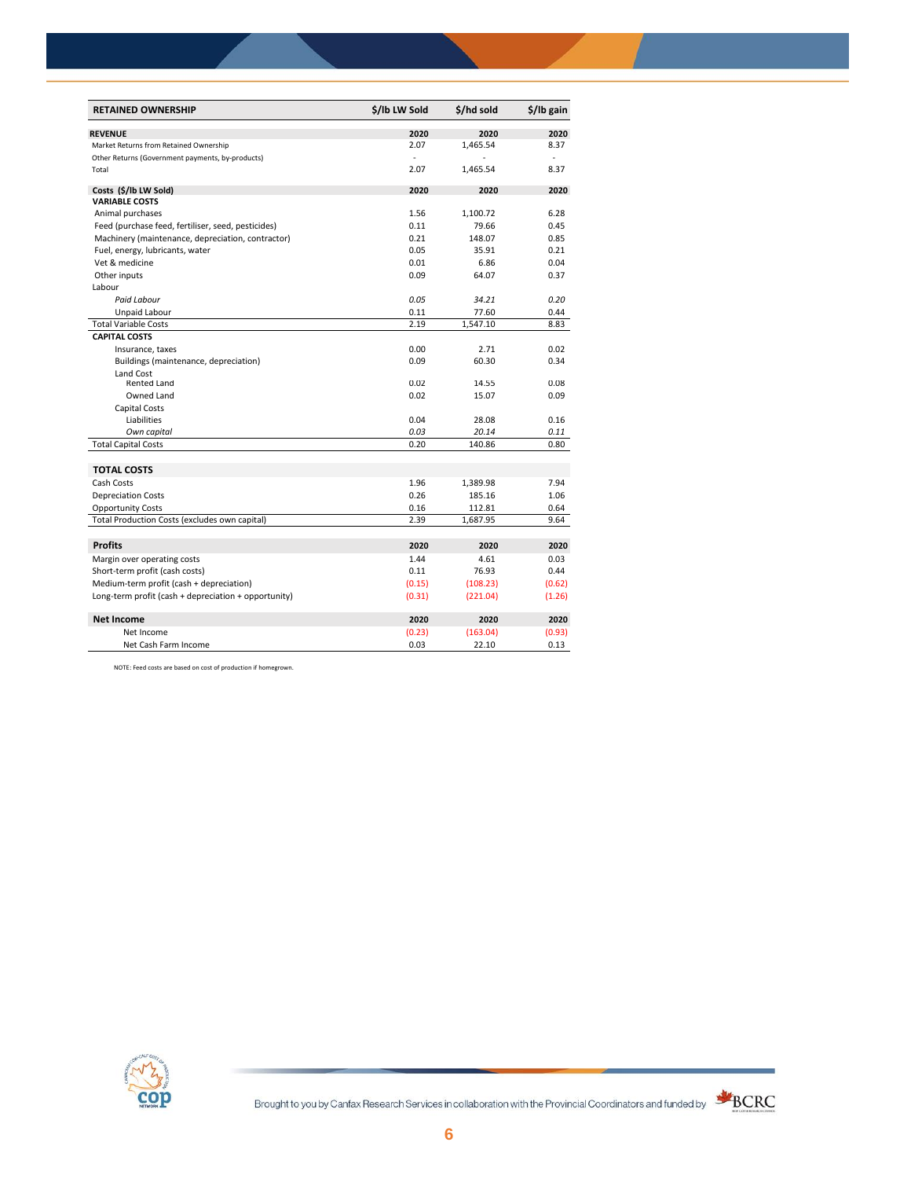| RETAINED OWNERSHIP | $/lb LW Sold | $/hd sold | $/lb gain |
|---|---|---|---|
| **REVENUE** | **2020** | **2020** | **2020** |
| Market Returns from Retained Ownership | 2.07 | 1,465.54 | 8.37 |
| Other Returns (Government payments, by-products) | - | - | - |
| Total | 2.07 | 1,465.54 | 8.37 |
| **Costs ($/lb LW Sold)** | **2020** | **2020** | **2020** |
| **VARIABLE COSTS** | | | |
| Animal purchases | 1.56 | 1,100.72 | 6.28 |
| Feed (purchase feed, fertiliser, seed, pesticides) | 0.11 | 79.66 | 0.45 |
| Machinery (maintenance, depreciation, contractor) | 0.21 | 148.07 | 0.85 |
| Fuel, energy, lubricants, water | 0.05 | 35.91 | 0.21 |
| Vet & medicine | 0.01 | 6.86 | 0.04 |
| Other inputs | 0.09 | 64.07 | 0.37 |
| Labour | | | |
| *Paid Labour* | *0.05* | *34.21* | *0.20* |
| Unpaid Labour | 0.11 | 77.60 | 0.44 |
| Total Variable Costs | 2.19 | 1,547.10 | 8.83 |
| **CAPITAL COSTS** | | | |
| Insurance, taxes | 0.00 | 2.71 | 0.02 |
| Buildings (maintenance, depreciation) | 0.09 | 60.30 | 0.34 |
| Land Cost | | | |
| Rented Land | 0.02 | 14.55 | 0.08 |
| Owned Land | 0.02 | 15.07 | 0.09 |
| Capital Costs | | | |
| Liabilities | 0.04 | 28.08 | 0.16 |
| *Own capital* | *0.03* | *20.14* | *0.11* |
| Total Capital Costs | 0.20 | 140.86 | 0.80 |
| **TOTAL COSTS** | | | |
| Cash Costs | 1.96 | 1,389.98 | 7.94 |
| Depreciation Costs | 0.26 | 185.16 | 1.06 |
| Opportunity Costs | 0.16 | 112.81 | 0.64 |
| Total Production Costs (excludes own capital) | 2.39 | 1,687.95 | 9.64 |
| **Profits** | **2020** | **2020** | **2020** |
| Margin over operating costs | 1.44 | 4.61 | 0.03 |
| Short-term profit (cash costs) | 0.11 | 76.93 | 0.44 |
| Medium-term profit (cash + depreciation) | (0.15) | (108.23) | (0.62) |
| Long-term profit (cash + depreciation + opportunity) | (0.31) | (221.04) | (1.26) |
| **Net Income** | **2020** | **2020** | **2020** |
| Net Income | (0.23) | (163.04) | (0.93) |
| Net Cash Farm Income | 0.03 | 22.10 | 0.13 |

NOTE: Feed costs are based on cost of production if homegrown.

Brought to you by Canfax Research Services in collaboration with the Provincial Coordinators and funded by BCRC